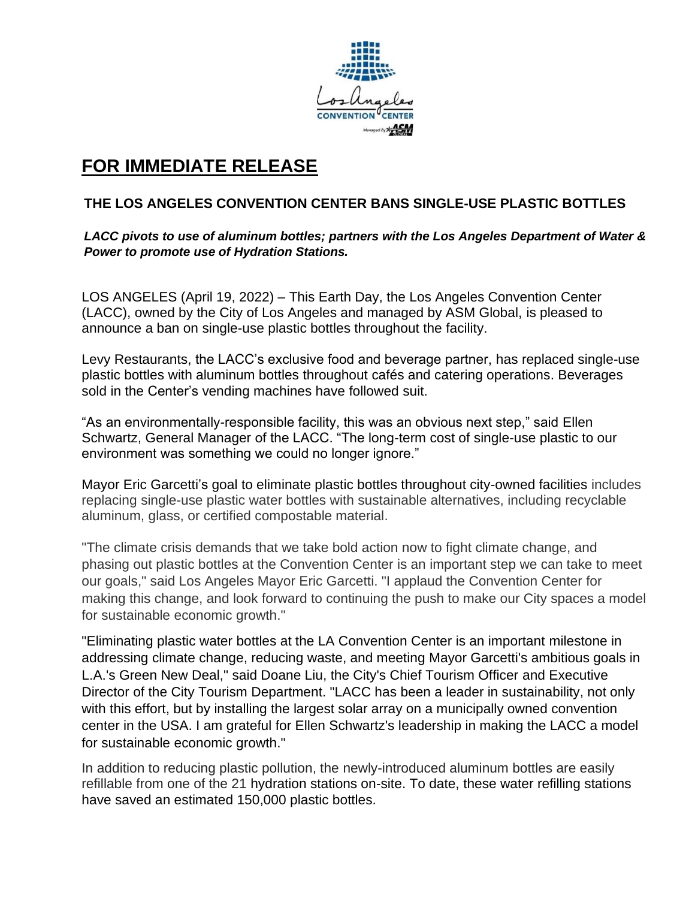# FOR IMMEDIATE RELEASE

## THE LOS ANGELES CONVENTION CENTER BANS SINGLE-USE PLASTIC BOTTLES

***LACC pivots to use of aluminum bottles; partners with the Los Angeles Department of Water & Power to promote use of Hydration Stations.***

LOS ANGELES (April 19, 2022) – This Earth Day, the Los Angeles Convention Center (LACC), owned by the City of Los Angeles and managed by ASM Global, is pleased to announce a ban on single-use plastic bottles throughout the facility.

Levy Restaurants, the LACC's exclusive food and beverage partner, has replaced single-use plastic bottles with aluminum bottles throughout cafés and catering operations. Beverages sold in the Center's vending machines have followed suit.

"As an environmentally-responsible facility, this was an obvious next step," said Ellen Schwartz, General Manager of the LACC. "The long-term cost of single-use plastic to our environment was something we could no longer ignore."

Mayor Eric Garcetti's goal to eliminate plastic bottles throughout city-owned facilities includes replacing single-use plastic water bottles with sustainable alternatives, including recyclable aluminum, glass, or certified compostable material.

"The climate crisis demands that we take bold action now to fight climate change, and phasing out plastic bottles at the Convention Center is an important step we can take to meet our goals," said Los Angeles Mayor Eric Garcetti. "I applaud the Convention Center for making this change, and look forward to continuing the push to make our City spaces a model for sustainable economic growth."

"Eliminating plastic water bottles at the LA Convention Center is an important milestone in addressing climate change, reducing waste, and meeting Mayor Garcetti's ambitious goals in L.A.'s Green New Deal," said Doane Liu, the City's Chief Tourism Officer and Executive Director of the City Tourism Department. "LACC has been a leader in sustainability, not only with this effort, but by installing the largest solar array on a municipally owned convention center in the USA. I am grateful for Ellen Schwartz's leadership in making the LACC a model for sustainable economic growth."

In addition to reducing plastic pollution, the newly-introduced aluminum bottles are easily refillable from one of the 21 hydration stations on-site. To date, these water refilling stations have saved an estimated 150,000 plastic bottles.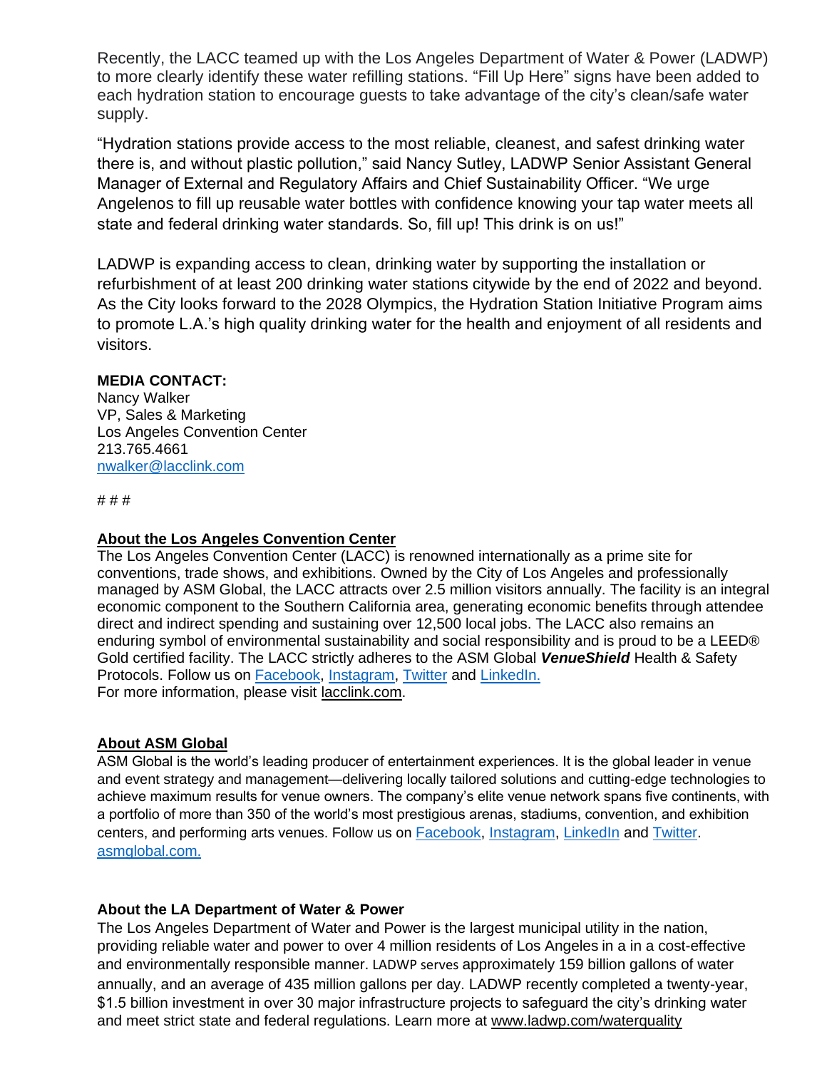Recently, the LACC teamed up with the Los Angeles Department of Water & Power (LADWP) to more clearly identify these water refilling stations. "Fill Up Here" signs have been added to each hydration station to encourage guests to take advantage of the city's clean/safe water supply.

"Hydration stations provide access to the most reliable, cleanest, and safest drinking water there is, and without plastic pollution," said Nancy Sutley, LADWP Senior Assistant General Manager of External and Regulatory Affairs and Chief Sustainability Officer. "We urge Angelenos to fill up reusable water bottles with confidence knowing your tap water meets all state and federal drinking water standards. So, fill up! This drink is on us!"

LADWP is expanding access to clean, drinking water by supporting the installation or refurbishment of at least 200 drinking water stations citywide by the end of 2022 and beyond. As the City looks forward to the 2028 Olympics, the Hydration Station Initiative Program aims to promote L.A.'s high quality drinking water for the health and enjoyment of all residents and visitors.

**MEDIA CONTACT:**
Nancy Walker
VP, Sales & Marketing
Los Angeles Convention Center
213.765.4661
nwalker@lacclink.com

# # #

**About the Los Angeles Convention Center**
The Los Angeles Convention Center (LACC) is renowned internationally as a prime site for conventions, trade shows, and exhibitions. Owned by the City of Los Angeles and professionally managed by ASM Global, the LACC attracts over 2.5 million visitors annually. The facility is an integral economic component to the Southern California area, generating economic benefits through attendee direct and indirect spending and sustaining over 12,500 local jobs. The LACC also remains an enduring symbol of environmental sustainability and social responsibility and is proud to be a LEED® Gold certified facility. The LACC strictly adheres to the ASM Global ***VenueShield*** Health & Safety Protocols. Follow us on Facebook, Instagram, Twitter and LinkedIn.
For more information, please visit lacclink.com.

**About ASM Global**
ASM Global is the world's leading producer of entertainment experiences. It is the global leader in venue and event strategy and management—delivering locally tailored solutions and cutting-edge technologies to achieve maximum results for venue owners. The company's elite venue network spans five continents, with a portfolio of more than 350 of the world's most prestigious arenas, stadiums, convention, and exhibition centers, and performing arts venues. Follow us on Facebook, Instagram, LinkedIn and Twitter.
asmglobal.com.

**About the LA Department of Water & Power**
The Los Angeles Department of Water and Power is the largest municipal utility in the nation, providing reliable water and power to over 4 million residents of Los Angeles in a in a cost-effective and environmentally responsible manner. LADWP serves approximately 159 billion gallons of water annually, and an average of 435 million gallons per day. LADWP recently completed a twenty-year, $1.5 billion investment in over 30 major infrastructure projects to safeguard the city's drinking water and meet strict state and federal regulations. Learn more at www.ladwp.com/waterquality